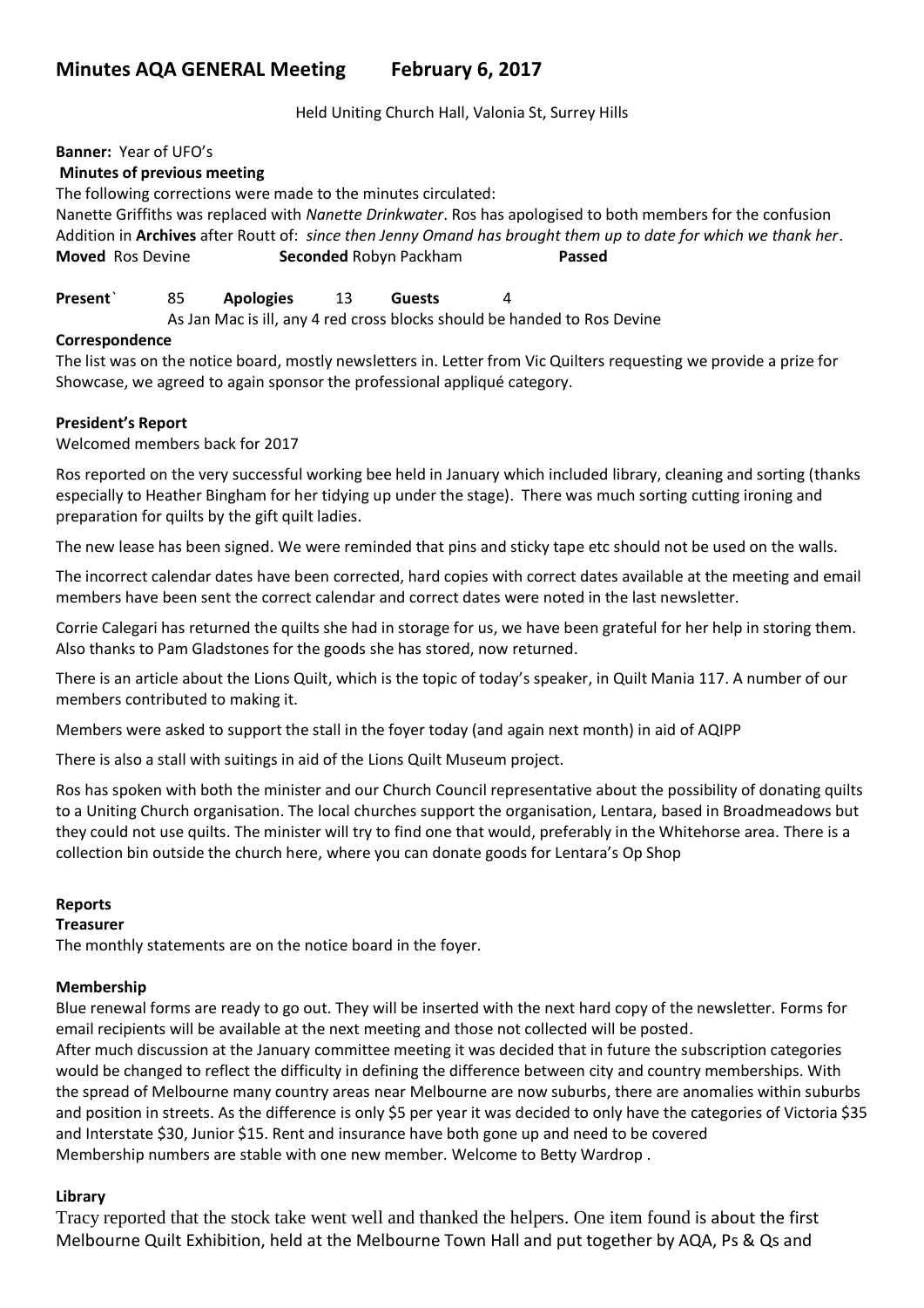# Minutes AQA GENERAL Meeting February 6, 2017

Held Uniting Church Hall, Valonia St, Surrey Hills

**Banner:** Year of UFO's

**Minutes of previous meeting**

The following corrections were made to the minutes circulated:

Nanette Griffiths was replaced with *Nanette Drinkwater*. Ros has apologised to both members for the confusion

Addition in **Archives** after Routt of: *since then Jenny Omand has brought them up to date for which we thank her*.

**Moved** Ros Devine **Seconded** Robyn Packham **Passed**

**Present`** 85 **Apologies** 13 **Guests** 4

As Jan Mac is ill, any 4 red cross blocks should be handed to Ros Devine

**Correspondence**

The list was on the notice board, mostly newsletters in. Letter from Vic Quilters requesting we provide a prize for Showcase, we agreed to again sponsor the professional appliqué category.

**President's Report**

Welcomed members back for 2017

Ros reported on the very successful working bee held in January which included library, cleaning and sorting (thanks especially to Heather Bingham for her tidying up under the stage). There was much sorting cutting ironing and preparation for quilts by the gift quilt ladies.

The new lease has been signed. We were reminded that pins and sticky tape etc should not be used on the walls.

The incorrect calendar dates have been corrected, hard copies with correct dates available at the meeting and email members have been sent the correct calendar and correct dates were noted in the last newsletter.

Corrie Calegari has returned the quilts she had in storage for us, we have been grateful for her help in storing them. Also thanks to Pam Gladstones for the goods she has stored, now returned.

There is an article about the Lions Quilt, which is the topic of today's speaker, in Quilt Mania 117. A number of our members contributed to making it.

Members were asked to support the stall in the foyer today (and again next month) in aid of AQIPP

There is also a stall with suitings in aid of the Lions Quilt Museum project.

Ros has spoken with both the minister and our Church Council representative about the possibility of donating quilts to a Uniting Church organisation. The local churches support the organisation, Lentara, based in Broadmeadows but they could not use quilts. The minister will try to find one that would, preferably in the Whitehorse area. There is a collection bin outside the church here, where you can donate goods for Lentara's Op Shop

**Reports**

**Treasurer**

The monthly statements are on the notice board in the foyer.

**Membership**

Blue renewal forms are ready to go out. They will be inserted with the next hard copy of the newsletter. Forms for email recipients will be available at the next meeting and those not collected will be posted.

After much discussion at the January committee meeting it was decided that in future the subscription categories would be changed to reflect the difficulty in defining the difference between city and country memberships. With the spread of Melbourne many country areas near Melbourne are now suburbs, there are anomalies within suburbs and position in streets. As the difference is only $5 per year it was decided to only have the categories of Victoria $35 and Interstate $30, Junior $15. Rent and insurance have both gone up and need to be covered

Membership numbers are stable with one new member. Welcome to Betty Wardrop .

**Library**

Tracy reported that the stock take went well and thanked the helpers. One item found is about the first Melbourne Quilt Exhibition, held at the Melbourne Town Hall and put together by AQA, Ps & Qs and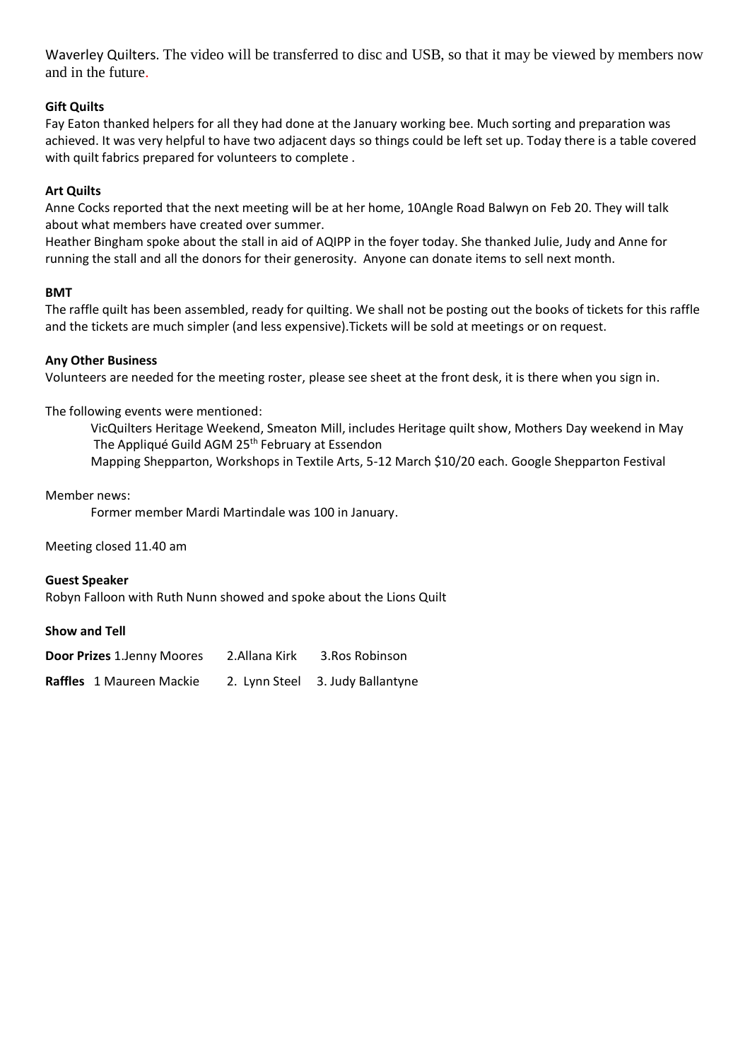Waverley Quilters. The video will be transferred to disc and USB, so that it may be viewed by members now and in the future.

**Gift Quilts**

Fay Eaton thanked helpers for all they had done at the January working bee. Much sorting and preparation was achieved. It was very helpful to have two adjacent days so things could be left set up. Today there is a table covered with quilt fabrics prepared for volunteers to complete .

**Art Quilts**

Anne Cocks reported that the next meeting will be at her home, 10Angle Road Balwyn on Feb 20. They will talk about what members have created over summer.

Heather Bingham spoke about the stall in aid of AQIPP in the foyer today. She thanked Julie, Judy and Anne for running the stall and all the donors for their generosity. Anyone can donate items to sell next month.

**BMT**

The raffle quilt has been assembled, ready for quilting. We shall not be posting out the books of tickets for this raffle and the tickets are much simpler (and less expensive).Tickets will be sold at meetings or on request.

**Any Other Business**

Volunteers are needed for the meeting roster, please see sheet at the front desk, it is there when you sign in.

The following events were mentioned:

> VicQuilters Heritage Weekend, Smeaton Mill, includes Heritage quilt show, Mothers Day weekend in May
> The Appliqué Guild AGM 25th February at Essendon
> Mapping Shepparton, Workshops in Textile Arts, 5-12 March $10/20 each. Google Shepparton Festival

Member news:

> Former member Mardi Martindale was 100 in January.

Meeting closed 11.40 am

**Guest Speaker**

Robyn Falloon with Ruth Nunn showed and spoke about the Lions Quilt

**Show and Tell**

**Door Prizes** 1.Jenny Moores 2.Allana Kirk 3.Ros Robinson

**Raffles** 1 Maureen Mackie 2. Lynn Steel 3. Judy Ballantyne